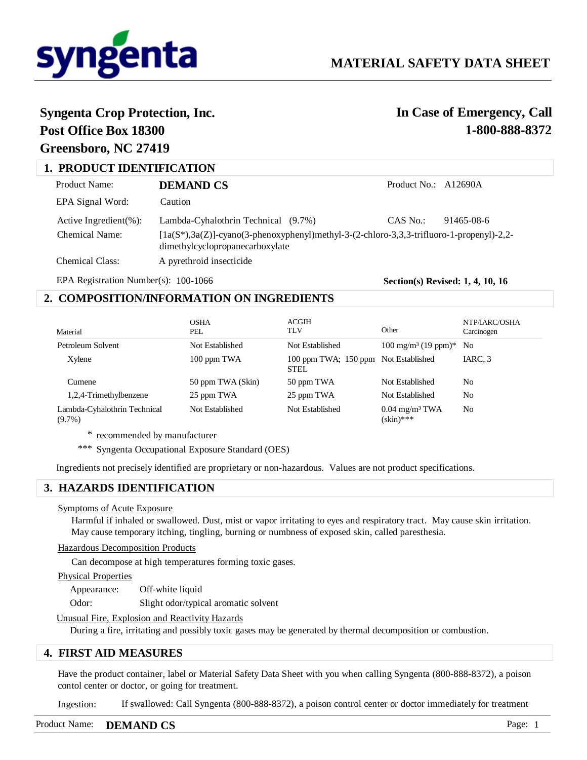# MATERIAL SAFETY DATA SHEET

**Syngenta Crop Protection, Inc.**
**Post Office Box 18300**
**Greensboro, NC 27419**

**In Case of Emergency, Call**
**1-800-888-8372**

## 1. PRODUCT IDENTIFICATION

Product Name: **DEMAND CS** Product No.: A12690A

EPA Signal Word: Caution

Active Ingredient(%): Lambda-Cyhalothrin Technical (9.7%) CAS No.: 91465-08-6

Chemical Name: [1a(S*),3a(Z)]-cyano(3-phenoxyphenyl)methyl-3-(2-chloro-3,3,3-trifluoro-1-propenyl)-2,2-dimethylcyclopropanecarboxylate

Chemical Class: A pyrethroid insecticide

EPA Registration Number(s): 100-1066

**Section(s) Revised: 1, 4, 10, 16**

## 2. COMPOSITION/INFORMATION ON INGREDIENTS

| Material | OSHA PEL | ACGIH TLV | Other | NTP/IARC/OSHA Carcinogen |
|---|---|---|---|---|
| Petroleum Solvent | Not Established | Not Established | 100 mg/m³ (19 ppm)* | No |
| Xylene | 100 ppm TWA | 100 ppm TWA; 150 ppm STEL | Not Established | IARC, 3 |
| Cumene | 50 ppm TWA (Skin) | 50 ppm TWA | Not Established | No |
| 1,2,4-Trimethylbenzene | 25 ppm TWA | 25 ppm TWA | Not Established | No |
| Lambda-Cyhalothrin Technical (9.7%) | Not Established | Not Established | 0.04 mg/m³ TWA (skin)*** | No |

\* recommended by manufacturer

\*** Syngenta Occupational Exposure Standard (OES)

Ingredients not precisely identified are proprietary or non-hazardous. Values are not product specifications.

## 3. HAZARDS IDENTIFICATION

Symptoms of Acute Exposure

Harmful if inhaled or swallowed. Dust, mist or vapor irritating to eyes and respiratory tract. May cause skin irritation. May cause temporary itching, tingling, burning or numbness of exposed skin, called paresthesia.

Hazardous Decomposition Products

Can decompose at high temperatures forming toxic gases.

Physical Properties

Appearance: Off-white liquid

Odor: Slight odor/typical aromatic solvent

Unusual Fire, Explosion and Reactivity Hazards

During a fire, irritating and possibly toxic gases may be generated by thermal decomposition or combustion.

## 4. FIRST AID MEASURES

Have the product container, label or Material Safety Data Sheet with you when calling Syngenta (800-888-8372), a poison contol center or doctor, or going for treatment.

Ingestion: If swallowed: Call Syngenta (800-888-8372), a poison control center or doctor immediately for treatment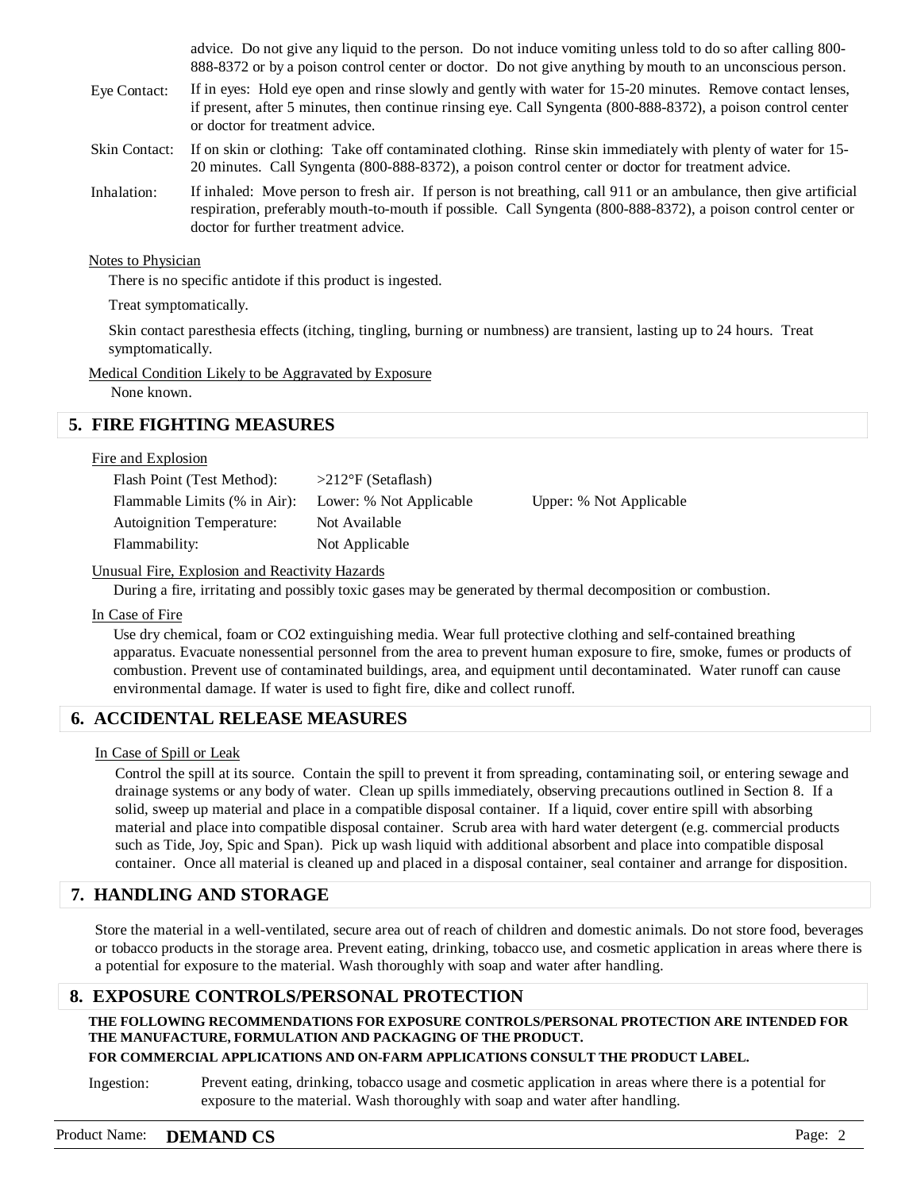advice. Do not give any liquid to the person. Do not induce vomiting unless told to do so after calling 800-888-8372 or by a poison control center or doctor. Do not give anything by mouth to an unconscious person.

Eye Contact: If in eyes: Hold eye open and rinse slowly and gently with water for 15-20 minutes. Remove contact lenses, if present, after 5 minutes, then continue rinsing eye. Call Syngenta (800-888-8372), a poison control center or doctor for treatment advice.

Skin Contact: If on skin or clothing: Take off contaminated clothing. Rinse skin immediately with plenty of water for 15-20 minutes. Call Syngenta (800-888-8372), a poison control center or doctor for treatment advice.

Inhalation: If inhaled: Move person to fresh air. If person is not breathing, call 911 or an ambulance, then give artificial respiration, preferably mouth-to-mouth if possible. Call Syngenta (800-888-8372), a poison control center or doctor for further treatment advice.

Notes to Physician

There is no specific antidote if this product is ingested.

Treat symptomatically.

Skin contact paresthesia effects (itching, tingling, burning or numbness) are transient, lasting up to 24 hours. Treat symptomatically.

Medical Condition Likely to be Aggravated by Exposure

None known.

## 5. FIRE FIGHTING MEASURES

Fire and Explosion

| | | |
|---|---|---|
| Flash Point (Test Method): | >212°F (Setaflash) | |
| Flammable Limits (% in Air): | Lower: % Not Applicable | Upper: % Not Applicable |
| Autoignition Temperature: | Not Available | |
| Flammability: | Not Applicable | |

Unusual Fire, Explosion and Reactivity Hazards

During a fire, irritating and possibly toxic gases may be generated by thermal decomposition or combustion.

In Case of Fire

Use dry chemical, foam or CO2 extinguishing media. Wear full protective clothing and self-contained breathing apparatus. Evacuate nonessential personnel from the area to prevent human exposure to fire, smoke, fumes or products of combustion. Prevent use of contaminated buildings, area, and equipment until decontaminated. Water runoff can cause environmental damage. If water is used to fight fire, dike and collect runoff.

## 6. ACCIDENTAL RELEASE MEASURES

In Case of Spill or Leak

Control the spill at its source. Contain the spill to prevent it from spreading, contaminating soil, or entering sewage and drainage systems or any body of water. Clean up spills immediately, observing precautions outlined in Section 8. If a solid, sweep up material and place in a compatible disposal container. If a liquid, cover entire spill with absorbing material and place into compatible disposal container. Scrub area with hard water detergent (e.g. commercial products such as Tide, Joy, Spic and Span). Pick up wash liquid with additional absorbent and place into compatible disposal container. Once all material is cleaned up and placed in a disposal container, seal container and arrange for disposition.

## 7. HANDLING AND STORAGE

Store the material in a well-ventilated, secure area out of reach of children and domestic animals. Do not store food, beverages or tobacco products in the storage area. Prevent eating, drinking, tobacco use, and cosmetic application in areas where there is a potential for exposure to the material. Wash thoroughly with soap and water after handling.

## 8. EXPOSURE CONTROLS/PERSONAL PROTECTION

**THE FOLLOWING RECOMMENDATIONS FOR EXPOSURE CONTROLS/PERSONAL PROTECTION ARE INTENDED FOR THE MANUFACTURE, FORMULATION AND PACKAGING OF THE PRODUCT.**

**FOR COMMERCIAL APPLICATIONS AND ON-FARM APPLICATIONS CONSULT THE PRODUCT LABEL.**

Ingestion: Prevent eating, drinking, tobacco usage and cosmetic application in areas where there is a potential for exposure to the material. Wash thoroughly with soap and water after handling.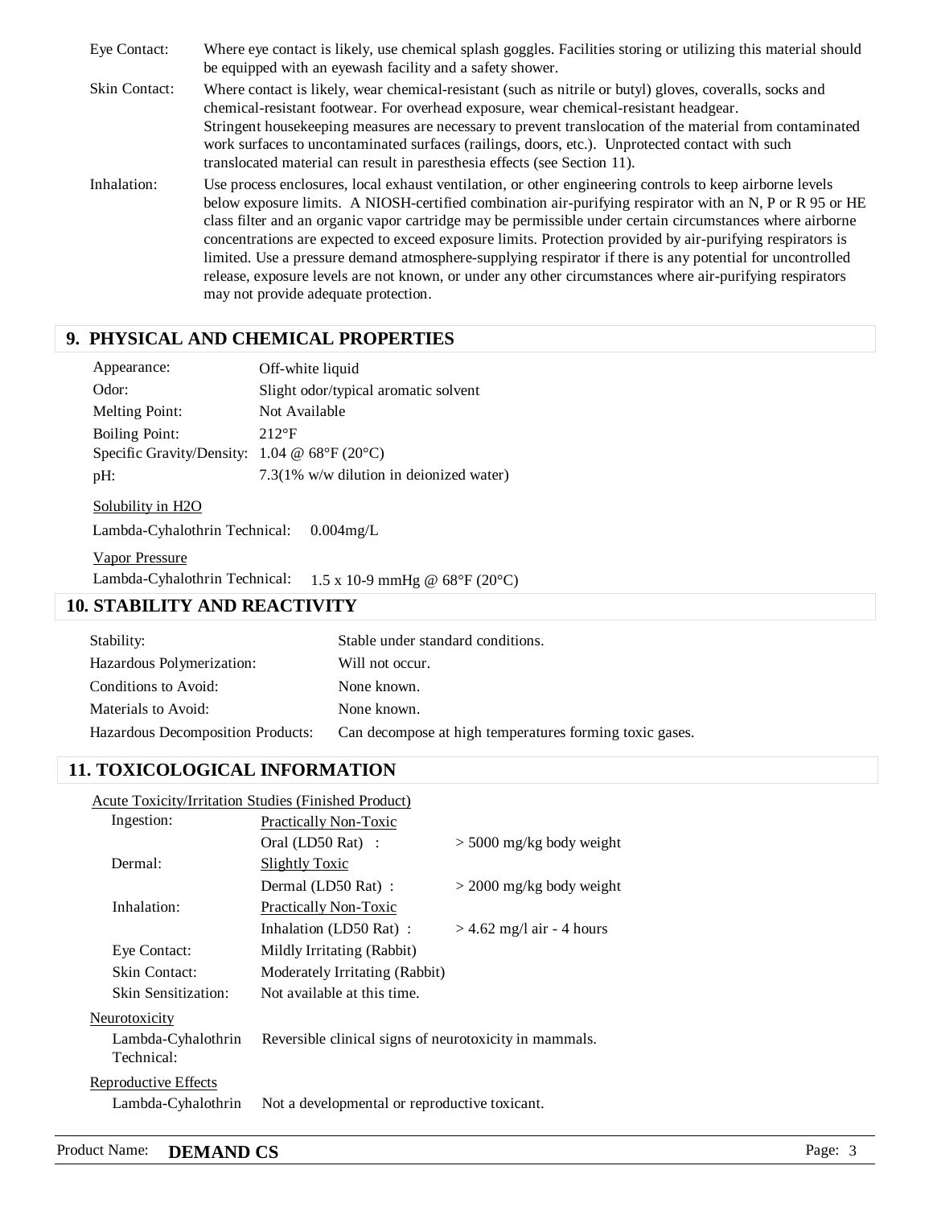| | |
|---|---|
| Eye Contact: | Where eye contact is likely, use chemical splash goggles. Facilities storing or utilizing this material should be equipped with an eyewash facility and a safety shower. |
| Skin Contact: | Where contact is likely, wear chemical-resistant (such as nitrile or butyl) gloves, coveralls, socks and chemical-resistant footwear. For overhead exposure, wear chemical-resistant headgear. Stringent housekeeping measures are necessary to prevent translocation of the material from contaminated work surfaces to uncontaminated surfaces (railings, doors, etc.). Unprotected contact with such translocated material can result in paresthesia effects (see Section 11). |
| Inhalation: | Use process enclosures, local exhaust ventilation, or other engineering controls to keep airborne levels below exposure limits. A NIOSH-certified combination air-purifying respirator with an N, P or R 95 or HE class filter and an organic vapor cartridge may be permissible under certain circumstances where airborne concentrations are expected to exceed exposure limits. Protection provided by air-purifying respirators is limited. Use a pressure demand atmosphere-supplying respirator if there is any potential for uncontrolled release, exposure levels are not known, or under any other circumstances where air-purifying respirators may not provide adequate protection. |

## 9. PHYSICAL AND CHEMICAL PROPERTIES

| | |
|---|---|
| Appearance: | Off-white liquid |
| Odor: | Slight odor/typical aromatic solvent |
| Melting Point: | Not Available |
| Boiling Point: | 212°F |
| Specific Gravity/Density: | 1.04 @ 68°F (20°C) |
| pH: | 7.3(1% w/w dilution in deionized water) |

Solubility in H2O

Lambda-Cyhalothrin Technical: 0.004mg/L

Vapor Pressure

Lambda-Cyhalothrin Technical: $1.5 \times 10^{-9}$ mmHg @ 68°F (20°C)

## 10. STABILITY AND REACTIVITY

| | |
|---|---|
| Stability: | Stable under standard conditions. |
| Hazardous Polymerization: | Will not occur. |
| Conditions to Avoid: | None known. |
| Materials to Avoid: | None known. |
| Hazardous Decomposition Products: | Can decompose at high temperatures forming toxic gases. |

## 11. TOXICOLOGICAL INFORMATION

Acute Toxicity/Irritation Studies (Finished Product)

| | | |
|---|---|---|
| Ingestion: | Practically Non-Toxic | |
| | Oral (LD50 Rat) : | > 5000 mg/kg body weight |
| Dermal: | Slightly Toxic | |
| | Dermal (LD50 Rat) : | > 2000 mg/kg body weight |
| Inhalation: | Practically Non-Toxic | |
| | Inhalation (LD50 Rat) : | > 4.62 mg/l air - 4 hours |
| Eye Contact: | Mildly Irritating (Rabbit) | |
| Skin Contact: | Moderately Irritating (Rabbit) | |
| Skin Sensitization: | Not available at this time. | |

Neurotoxicity

Lambda-Cyhalothrin Technical: Reversible clinical signs of neurotoxicity in mammals.

Reproductive Effects

Lambda-Cyhalothrin: Not a developmental or reproductive toxicant.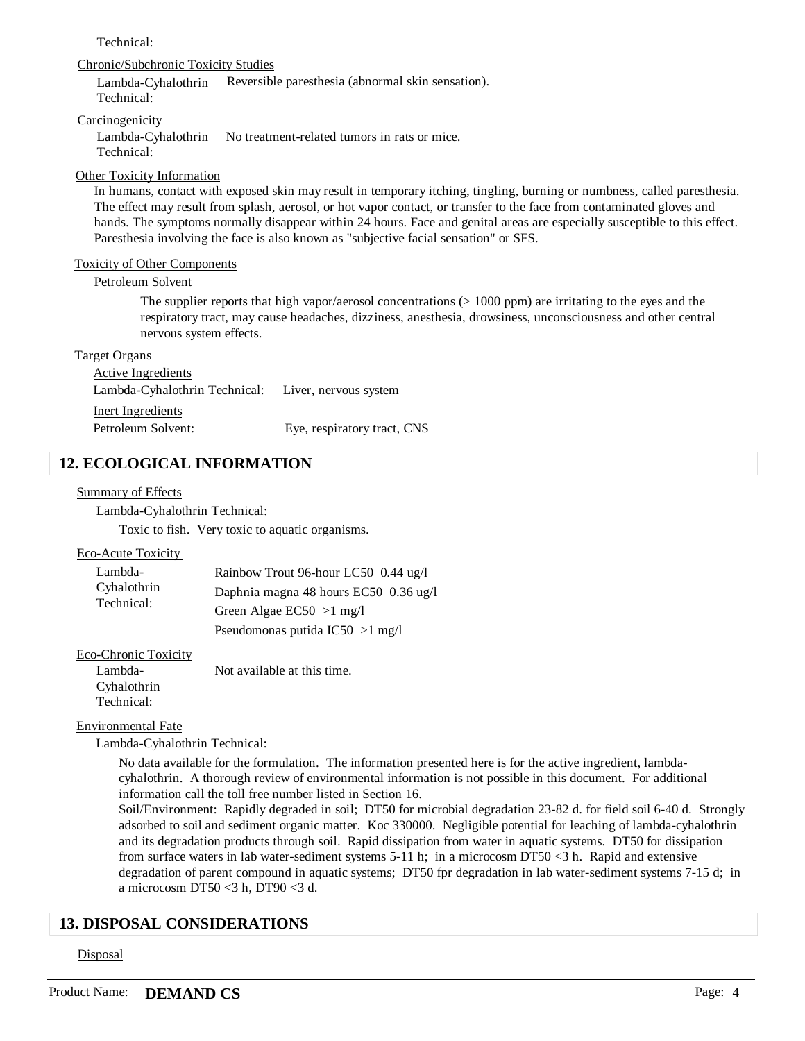Technical:

Chronic/Subchronic Toxicity Studies

| | |
|---|---|
| Lambda-Cyhalothrin Technical: | Reversible paresthesia (abnormal skin sensation). |

Carcinogenicity

| | |
|---|---|
| Lambda-Cyhalothrin Technical: | No treatment-related tumors in rats or mice. |

Other Toxicity Information

In humans, contact with exposed skin may result in temporary itching, tingling, burning or numbness, called paresthesia. The effect may result from splash, aerosol, or hot vapor contact, or transfer to the face from contaminated gloves and hands. The symptoms normally disappear within 24 hours. Face and genital areas are especially susceptible to this effect. Paresthesia involving the face is also known as "subjective facial sensation" or SFS.

Toxicity of Other Components

Petroleum Solvent

The supplier reports that high vapor/aerosol concentrations (> 1000 ppm) are irritating to the eyes and the respiratory tract, may cause headaches, dizziness, anesthesia, drowsiness, unconsciousness and other central nervous system effects.

Target Organs

Active Ingredients

| | |
|---|---|
| Lambda-Cyhalothrin Technical: | Liver, nervous system |

Inert Ingredients

| | |
|---|---|
| Petroleum Solvent: | Eye, respiratory tract, CNS |

## 12. ECOLOGICAL INFORMATION

Summary of Effects

Lambda-Cyhalothrin Technical:

Toxic to fish. Very toxic to aquatic organisms.

Eco-Acute Toxicity

| | |
|---|---|
| Lambda-Cyhalothrin Technical: | Rainbow Trout 96-hour LC50 0.44 ug/l |
| | Daphnia magna 48 hours EC50 0.36 ug/l |
| | Green Algae EC50 >1 mg/l |
| | Pseudomonas putida IC50 >1 mg/l |

Eco-Chronic Toxicity

| | |
|---|---|
| Lambda-Cyhalothrin Technical: | Not available at this time. |

Environmental Fate

Lambda-Cyhalothrin Technical:

No data available for the formulation. The information presented here is for the active ingredient, lambda-cyhalothrin. A thorough review of environmental information is not possible in this document. For additional information call the toll free number listed in Section 16.
Soil/Environment: Rapidly degraded in soil; DT50 for microbial degradation 23-82 d. for field soil 6-40 d. Strongly adsorbed to soil and sediment organic matter. Koc 330000. Negligible potential for leaching of lambda-cyhalothrin and its degradation products through soil. Rapid dissipation from water in aquatic systems. DT50 for dissipation from surface waters in lab water-sediment systems 5-11 h; in a microcosm DT50 <3 h. Rapid and extensive degradation of parent compound in aquatic systems; DT50 fpr degradation in lab water-sediment systems 7-15 d; in a microcosm DT50 <3 h, DT90 <3 d.

## 13. DISPOSAL CONSIDERATIONS

Disposal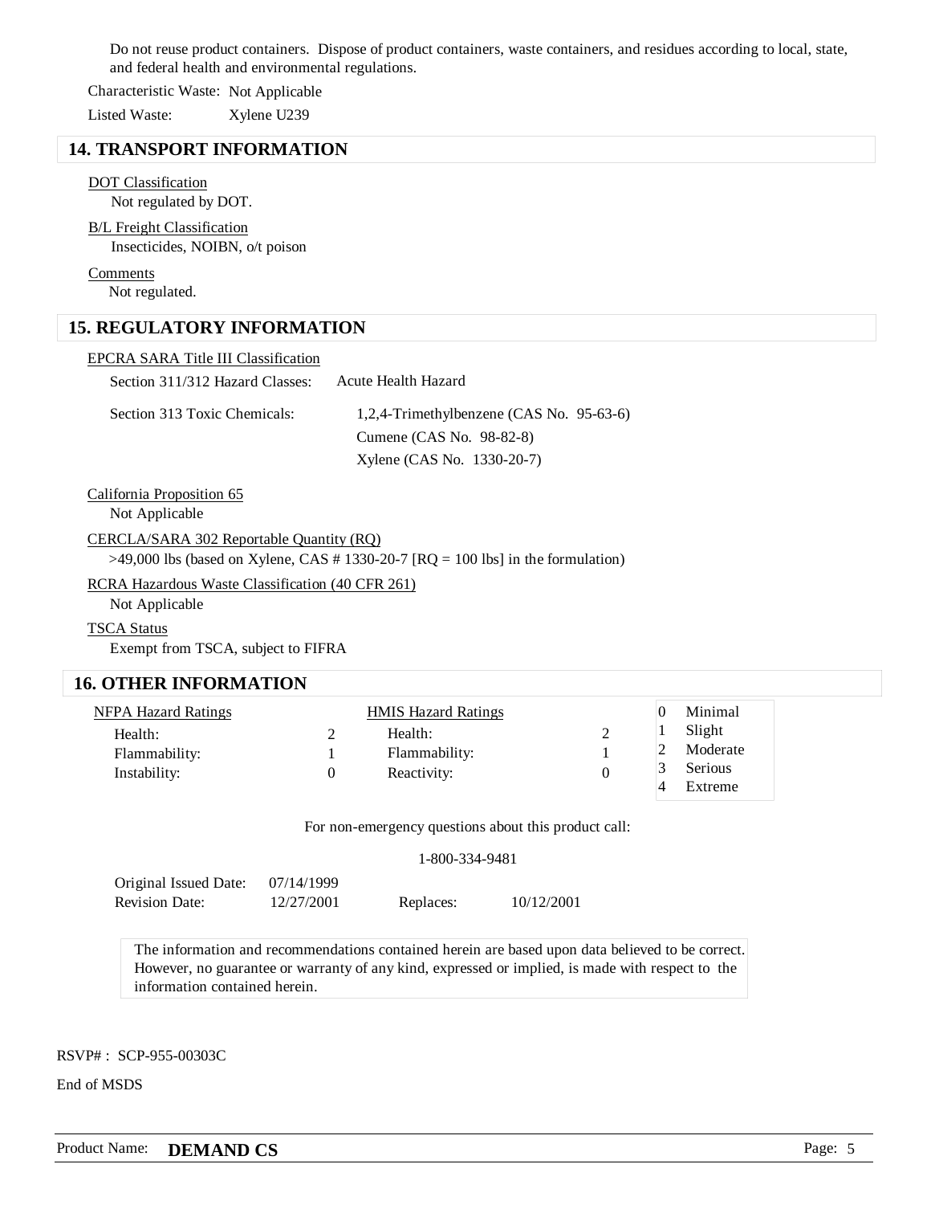Do not reuse product containers. Dispose of product containers, waste containers, and residues according to local, state, and federal health and environmental regulations.

Characteristic Waste: Not Applicable

Listed Waste: Xylene U239

## 14. TRANSPORT INFORMATION

DOT Classification
Not regulated by DOT.

B/L Freight Classification
Insecticides, NOIBN, o/t poison

Comments
Not regulated.

## 15. REGULATORY INFORMATION

EPCRA SARA Title III Classification

Section 311/312 Hazard Classes: Acute Health Hazard

Section 313 Toxic Chemicals:
1,2,4-Trimethylbenzene (CAS No. 95-63-6)
Cumene (CAS No. 98-82-8)
Xylene (CAS No. 1330-20-7)

California Proposition 65
Not Applicable

CERCLA/SARA 302 Reportable Quantity (RQ)
>49,000 lbs (based on Xylene, CAS # 1330-20-7 [RQ = 100 lbs] in the formulation)

RCRA Hazardous Waste Classification (40 CFR 261)
Not Applicable

TSCA Status
Exempt from TSCA, subject to FIFRA

## 16. OTHER INFORMATION

| NFPA Hazard Ratings | | HMIS Hazard Ratings | | | |
|---|---|---|---|---|---|
| Health: | 2 | Health: | 2 | 0 | Minimal |
| Flammability: | 1 | Flammability: | 1 | 1 | Slight |
| Instability: | 0 | Reactivity: | 0 | 2 | Moderate |
| | | | | 3 | Serious |
| | | | | 4 | Extreme |

For non-emergency questions about this product call:

1-800-334-9481

| | | | |
|---|---|---|---|
| Original Issued Date: | 07/14/1999 | | |
| Revision Date: | 12/27/2001 | Replaces: | 10/12/2001 |

The information and recommendations contained herein are based upon data believed to be correct. However, no guarantee or warranty of any kind, expressed or implied, is made with respect to the information contained herein.

RSVP# : SCP-955-00303C

End of MSDS